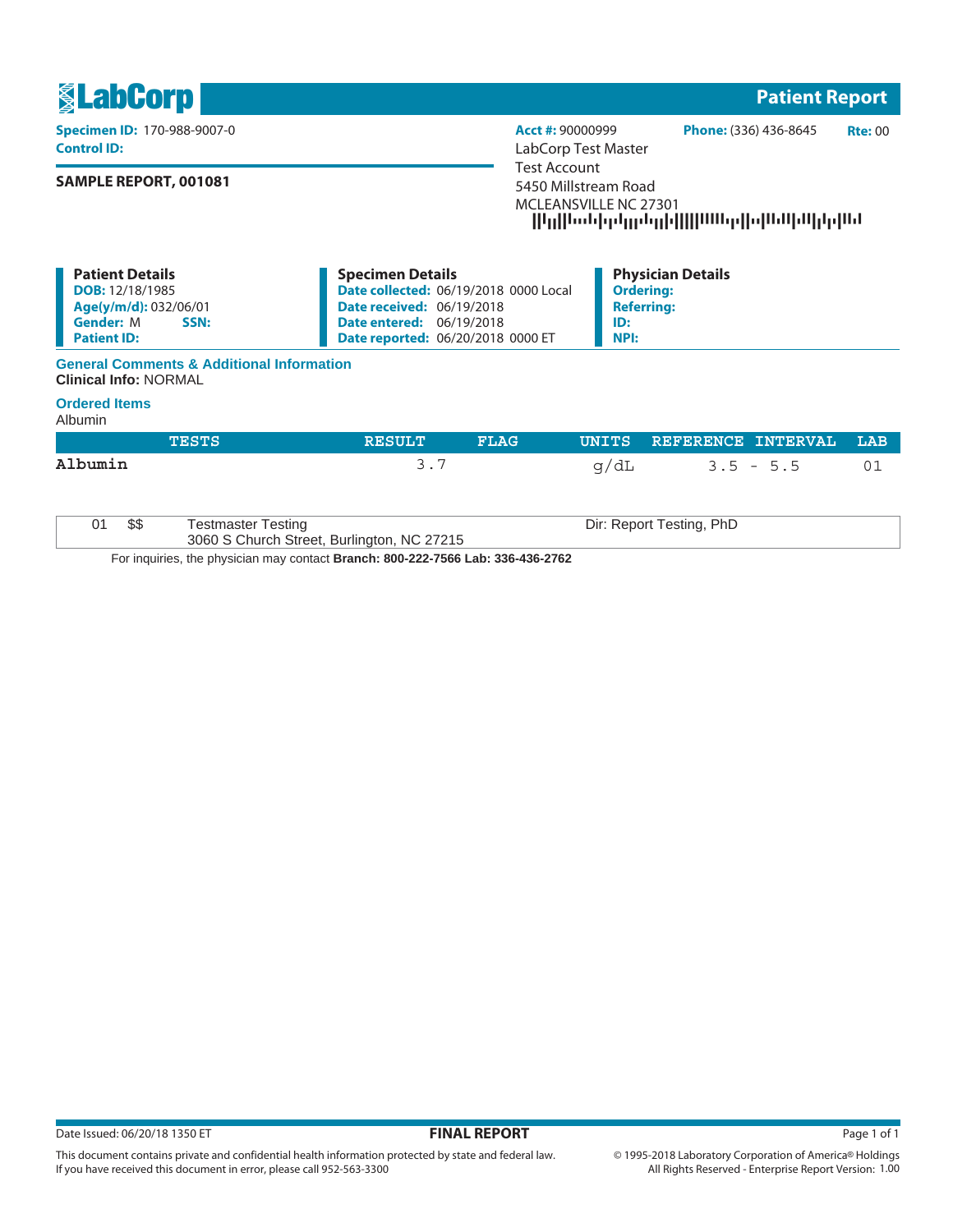# LabCorp

## Patient Report

**Specimen ID:** 170-988-9007-0
**Control ID:**

**SAMPLE REPORT, 001081**

**Acct #:** 90000999 **Phone:** (336) 436-8645 **Rte:** 00

LabCorp Test Master
Test Account
5450 Millstream Road
MCLEANSVILLE NC 27301

### Patient Details

**DOB:** 12/18/1985
**Age(y/m/d):** 032/06/01
**Gender:** M **SSN:**
**Patient ID:**

### Specimen Details

**Date collected:** 06/19/2018 0000 Local
**Date received:** 06/19/2018
**Date entered:** 06/19/2018
**Date reported:** 06/20/2018 0000 ET

### Physician Details

**Ordering:**
**Referring:**
**ID:**
**NPI:**

### General Comments & Additional Information

**Clinical Info:** NORMAL

### Ordered Items

Albumin

| TESTS | RESULT | FLAG | UNITS | REFERENCE INTERVAL | LAB |
|---|---|---|---|---|---|
| **Albumin** | 3.7 | | g/dL | 3.5 - 5.5 | 01 |

| | | | |
|---|---|---|---|
| 01 | $$ | Testmaster Testing<br>3060 S Church Street, Burlington, NC 27215 | Dir: Report Testing, PhD |

For inquiries, the physician may contact **Branch: 800-222-7566 Lab: 336-436-2762**

Date Issued: 06/20/18 1350 ET

**FINAL REPORT**

This document contains private and confidential health information protected by state and federal law.
If you have received this document in error, please call 952-563-3300

© 1995-2018 Laboratory Corporation of America® Holdings
All Rights Reserved - Enterprise Report Version: 1.00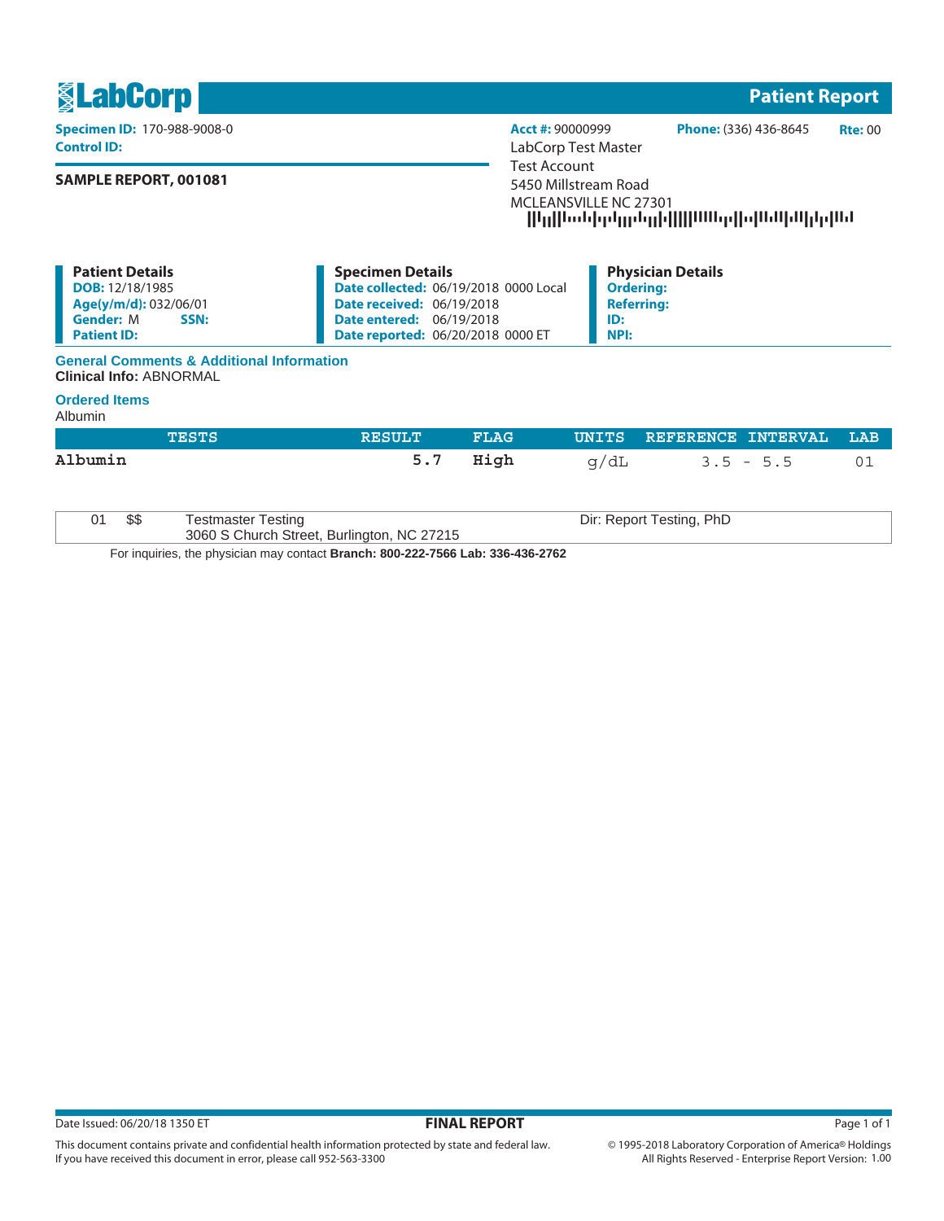# LabCorp — Patient Report

**Specimen ID:** 170-988-9008-0
**Control ID:**

**SAMPLE REPORT, 001081**

**Acct #:** 90000999 **Phone:** (336) 436-8645 **Rte:** 00

LabCorp Test Master
Test Account
5450 Millstream Road
MCLEANSVILLE NC 27301

**Patient Details**
**DOB:** 12/18/1985
**Age(y/m/d):** 032/06/01
**Gender:** M **SSN:**
**Patient ID:**

**Specimen Details**
**Date collected:** 06/19/2018 0000 Local
**Date received:** 06/19/2018
**Date entered:** 06/19/2018
**Date reported:** 06/20/2018 0000 ET

**Physician Details**
**Ordering:**
**Referring:**
**ID:**
**NPI:**

### General Comments & Additional Information

**Clinical Info:** ABNORMAL

### Ordered Items

Albumin

| TESTS | RESULT | FLAG | UNITS | REFERENCE INTERVAL | LAB |
|---|---|---|---|---|---|
| **Albumin** | **5.7** | **High** | g/dL | 3.5 - 5.5 | 01 |

| | | | |
|---|---|---|---|
| 01 | $$ | Testmaster Testing<br>3060 S Church Street, Burlington, NC 27215 | Dir: Report Testing, PhD |

For inquiries, the physician may contact **Branch: 800-222-7566 Lab: 336-436-2762**

Date Issued: 06/20/18 1350 ET

**FINAL REPORT**

This document contains private and confidential health information protected by state and federal law.
If you have received this document in error, please call 952-563-3300

© 1995-2018 Laboratory Corporation of America® Holdings
All Rights Reserved - Enterprise Report Version: 1.00